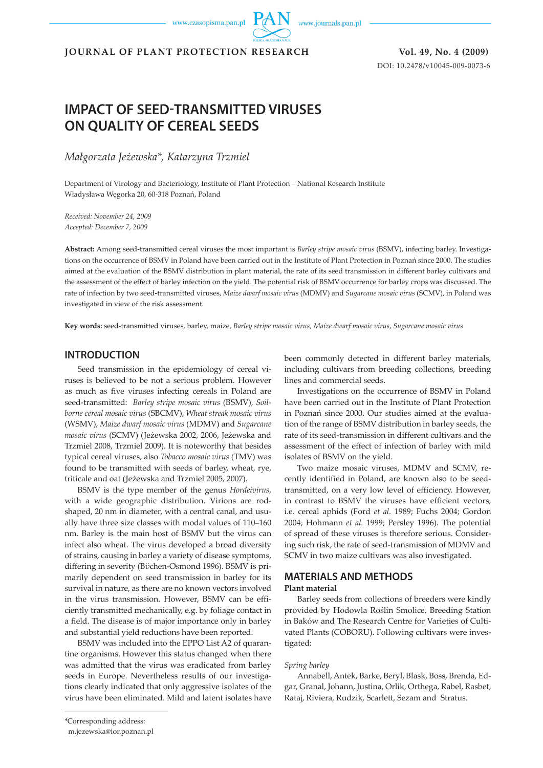# IMPACT OF SEED-TRANSMITTED VIRUSES ON QUALITY OF CEREAL SEEDS

*Małgorzata Jeżewska\*, Katarzyna Trzmiel*

Department of Virology and Bacteriology, Institute of Plant Protection – National Research Institute
Władysława Węgorka 20, 60-318 Poznań, Poland

*Received: November 24, 2009*
*Accepted: December 7, 2009*

**Abstract:** Among seed-transmitted cereal viruses the most important is *Barley stripe mosaic virus* (BSMV), infecting barley. Investigations on the occurrence of BSMV in Poland have been carried out in the Institute of Plant Protection in Poznań since 2000. The studies aimed at the evaluation of the BSMV distribution in plant material, the rate of its seed transmission in different barley cultivars and the assessment of the effect of barley infection on the yield. The potential risk of BSMV occurrence for barley crops was discussed. The rate of infection by two seed-transmitted viruses, *Maize dwarf mosaic virus* (MDMV) and *Sugarcane mosaic virus* (SCMV), in Poland was investigated in view of the risk assessment.

**Key words:** seed-transmitted viruses, barley, maize, *Barley stripe mosaic virus*, *Maize dwarf mosaic virus*, *Sugarcane mosaic virus*

## INTRODUCTION

Seed transmission in the epidemiology of cereal viruses is believed to be not a serious problem. However as much as five viruses infecting cereals in Poland are seed-transmitted: *Barley stripe mosaic virus* (BSMV), *Soil-borne cereal mosaic virus* (SBCMV), *Wheat streak mosaic virus* (WSMV), *Maize dwarf mosaic virus* (MDMV) and *Sugarcane mosaic virus* (SCMV) (Jeżewska 2002, 2006, Jeżewska and Trzmiel 2008, Trzmiel 2009). It is noteworthy that besides typical cereal viruses, also *Tobacco mosaic virus* (TMV) was found to be transmitted with seeds of barley, wheat, rye, triticale and oat (Jeżewska and Trzmiel 2005, 2007).

BSMV is the type member of the genus *Hordeivirus*, with a wide geographic distribution. Virions are rod-shaped, 20 nm in diameter, with a central canal, and usually have three size classes with modal values of 110–160 nm. Barley is the main host of BSMV but the virus can infect also wheat. The virus developed a broad diversity of strains, causing in barley a variety of disease symptoms, differing in severity (Büchen-Osmond 1996). BSMV is primarily dependent on seed transmission in barley for its survival in nature, as there are no known vectors involved in the virus transmission. However, BSMV can be efficiently transmitted mechanically, e.g. by foliage contact in a field. The disease is of major importance only in barley and substantial yield reductions have been reported.

BSMV was included into the EPPO List A2 of quarantine organisms. However this status changed when there was admitted that the virus was eradicated from barley seeds in Europe. Nevertheless results of our investigations clearly indicated that only aggressive isolates of the virus have been eliminated. Mild and latent isolates have been commonly detected in different barley materials, including cultivars from breeding collections, breeding lines and commercial seeds.

Investigations on the occurrence of BSMV in Poland have been carried out in the Institute of Plant Protection in Poznań since 2000. Our studies aimed at the evaluation of the range of BSMV distribution in barley seeds, the rate of its seed-transmission in different cultivars and the assessment of the effect of infection of barley with mild isolates of BSMV on the yield.

Two maize mosaic viruses, MDMV and SCMV, recently identified in Poland, are known also to be seed-transmitted, on a very low level of efficiency. However, in contrast to BSMV the viruses have efficient vectors, i.e. cereal aphids (Ford *et al.* 1989; Fuchs 2004; Gordon 2004; Hohmann *et al.* 1999; Persley 1996). The potential of spread of these viruses is therefore serious. Considering such risk, the rate of seed-transmission of MDMV and SCMV in two maize cultivars was also investigated.

## MATERIALS AND METHODS

### Plant material

Barley seeds from collections of breeders were kindly provided by Hodowla Roślin Smolice, Breeding Station in Baków and The Research Centre for Varieties of Cultivated Plants (COBORU). Following cultivars were investigated:

*Spring barley*

Annabell, Antek, Barke, Beryl, Blask, Boss, Brenda, Edgar, Granal, Johann, Justina, Orlik, Orthega, Rabel, Rasbet, Rataj, Riviera, Rudzik, Scarlett, Sezam and Stratus.

\*Corresponding address:
m.jezewska@ior.poznan.pl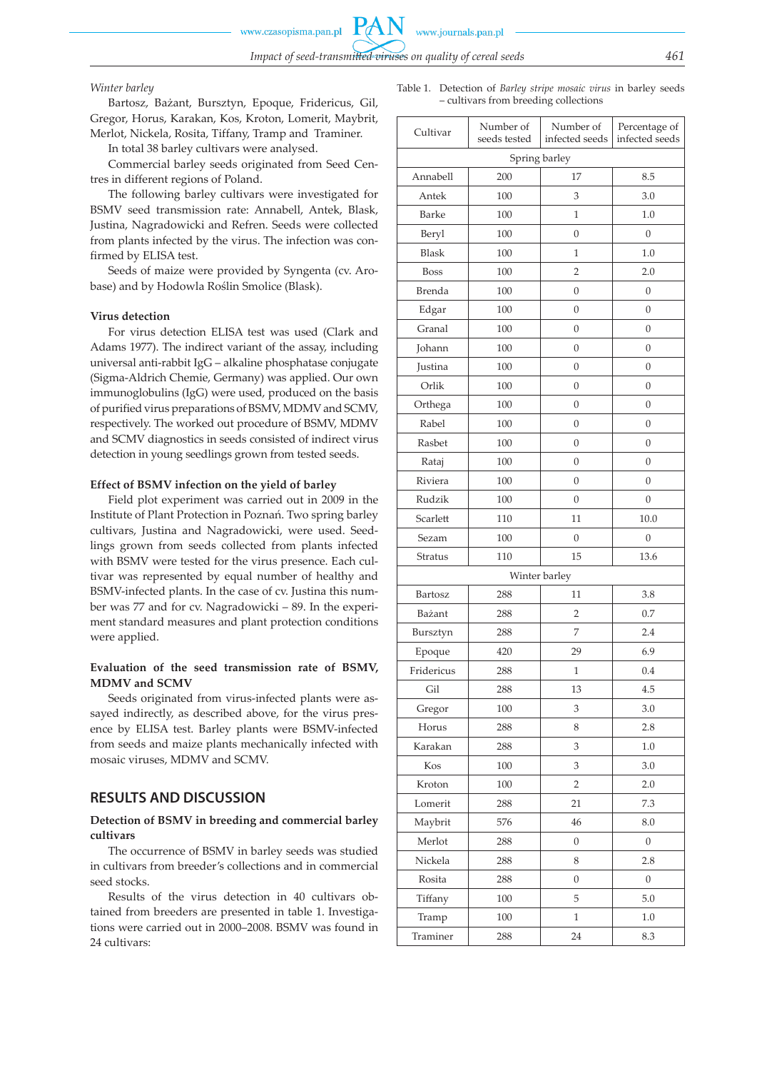*Winter barley*

Bartosz, Bażant, Bursztyn, Epoque, Fridericus, Gil, Gregor, Horus, Karakan, Kos, Kroton, Lomerit, Maybrit, Merlot, Nickela, Rosita, Tiffany, Tramp and Traminer.

In total 38 barley cultivars were analysed.

Commercial barley seeds originated from Seed Centres in different regions of Poland.

The following barley cultivars were investigated for BSMV seed transmission rate: Annabell, Antek, Blask, Justina, Nagradowicki and Refren. Seeds were collected from plants infected by the virus. The infection was confirmed by ELISA test.

Seeds of maize were provided by Syngenta (cv. Arobase) and by Hodowla Roślin Smolice (Blask).

**Virus detection**

For virus detection ELISA test was used (Clark and Adams 1977). The indirect variant of the assay, including universal anti-rabbit IgG – alkaline phosphatase conjugate (Sigma-Aldrich Chemie, Germany) was applied. Our own immunoglobulins (IgG) were used, produced on the basis of purified virus preparations of BSMV, MDMV and SCMV, respectively. The worked out procedure of BSMV, MDMV and SCMV diagnostics in seeds consisted of indirect virus detection in young seedlings grown from tested seeds.

**Effect of BSMV infection on the yield of barley**

Field plot experiment was carried out in 2009 in the Institute of Plant Protection in Poznań. Two spring barley cultivars, Justina and Nagradowicki, were used. Seedlings grown from seeds collected from plants infected with BSMV were tested for the virus presence. Each cultivar was represented by equal number of healthy and BSMV-infected plants. In the case of cv. Justina this number was 77 and for cv. Nagradowicki – 89. In the experiment standard measures and plant protection conditions were applied.

**Evaluation of the seed transmission rate of BSMV, MDMV and SCMV**

Seeds originated from virus-infected plants were assayed indirectly, as described above, for the virus presence by ELISA test. Barley plants were BSMV-infected from seeds and maize plants mechanically infected with mosaic viruses, MDMV and SCMV.

## RESULTS AND DISCUSSION

**Detection of BSMV in breeding and commercial barley cultivars**

The occurrence of BSMV in barley seeds was studied in cultivars from breeder's collections and in commercial seed stocks.

Results of the virus detection in 40 cultivars obtained from breeders are presented in table 1. Investigations were carried out in 2000–2008. BSMV was found in 24 cultivars:

Table 1. Detection of *Barley stripe mosaic virus* in barley seeds – cultivars from breeding collections

| Cultivar | Number of seeds tested | Number of infected seeds | Percentage of infected seeds |
|---|---|---|---|
| Spring barley | | | |
| Annabell | 200 | 17 | 8.5 |
| Antek | 100 | 3 | 3.0 |
| Barke | 100 | 1 | 1.0 |
| Beryl | 100 | 0 | 0 |
| Blask | 100 | 1 | 1.0 |
| Boss | 100 | 2 | 2.0 |
| Brenda | 100 | 0 | 0 |
| Edgar | 100 | 0 | 0 |
| Granal | 100 | 0 | 0 |
| Johann | 100 | 0 | 0 |
| Justina | 100 | 0 | 0 |
| Orlik | 100 | 0 | 0 |
| Orthega | 100 | 0 | 0 |
| Rabel | 100 | 0 | 0 |
| Rasbet | 100 | 0 | 0 |
| Rataj | 100 | 0 | 0 |
| Riviera | 100 | 0 | 0 |
| Rudzik | 100 | 0 | 0 |
| Scarlett | 110 | 11 | 10.0 |
| Sezam | 100 | 0 | 0 |
| Stratus | 110 | 15 | 13.6 |
| Winter barley | | | |
| Bartosz | 288 | 11 | 3.8 |
| Bażant | 288 | 2 | 0.7 |
| Bursztyn | 288 | 7 | 2.4 |
| Epoque | 420 | 29 | 6.9 |
| Fridericus | 288 | 1 | 0.4 |
| Gil | 288 | 13 | 4.5 |
| Gregor | 100 | 3 | 3.0 |
| Horus | 288 | 8 | 2.8 |
| Karakan | 288 | 3 | 1.0 |
| Kos | 100 | 3 | 3.0 |
| Kroton | 100 | 2 | 2.0 |
| Lomerit | 288 | 21 | 7.3 |
| Maybrit | 576 | 46 | 8.0 |
| Merlot | 288 | 0 | 0 |
| Nickela | 288 | 8 | 2.8 |
| Rosita | 288 | 0 | 0 |
| Tiffany | 100 | 5 | 5.0 |
| Tramp | 100 | 1 | 1.0 |
| Traminer | 288 | 24 | 8.3 |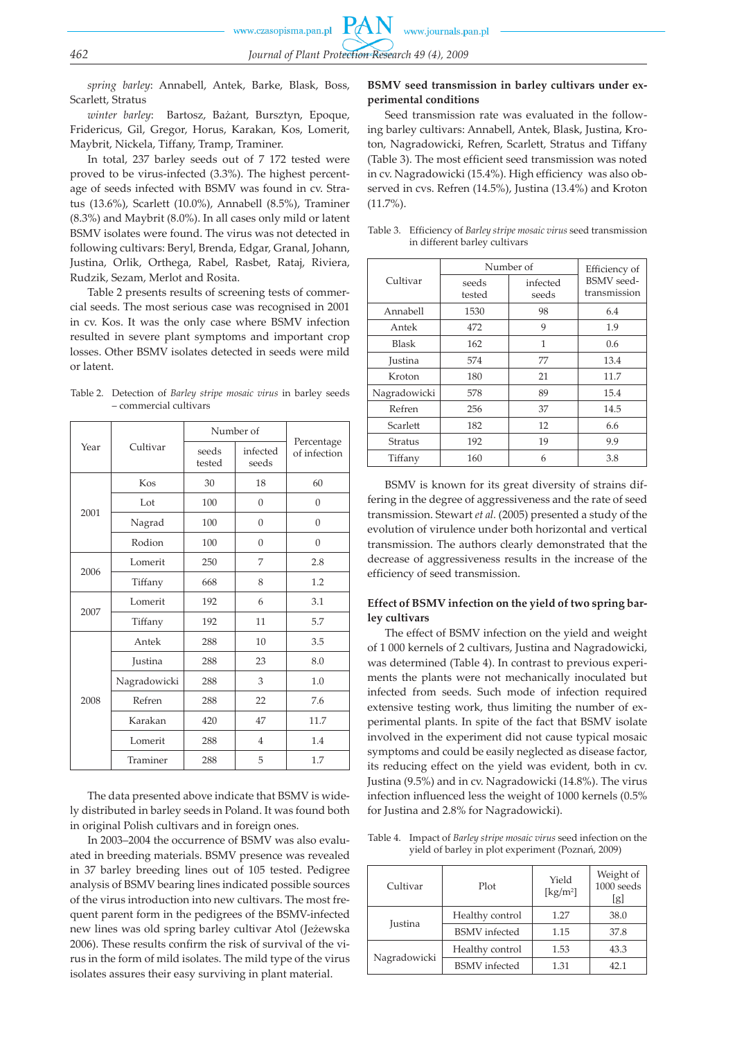*spring barley*: Annabell, Antek, Barke, Blask, Boss, Scarlett, Stratus

*winter barley*: Bartosz, Bażant, Bursztyn, Epoque, Fridericus, Gil, Gregor, Horus, Karakan, Kos, Lomerit, Maybrit, Nickela, Tiffany, Tramp, Traminer.

In total, 237 barley seeds out of 7 172 tested were proved to be virus-infected (3.3%). The highest percentage of seeds infected with BSMV was found in cv. Stratus (13.6%), Scarlett (10.0%), Annabell (8.5%), Traminer (8.3%) and Maybrit (8.0%). In all cases only mild or latent BSMV isolates were found. The virus was not detected in following cultivars: Beryl, Brenda, Edgar, Granal, Johann, Justina, Orlik, Orthega, Rabel, Rasbet, Rataj, Riviera, Rudzik, Sezam, Merlot and Rosita.

Table 2 presents results of screening tests of commercial seeds. The most serious case was recognised in 2001 in cv. Kos. It was the only case where BSMV infection resulted in severe plant symptoms and important crop losses. Other BSMV isolates detected in seeds were mild or latent.

Table 2. Detection of *Barley stripe mosaic virus* in barley seeds – commercial cultivars

| Year | Cultivar | Number of | | Percentage of infection |
|---|---|---|---|---|
| | | seeds tested | infected seeds | |
| 2001 | Kos | 30 | 18 | 60 |
| | Lot | 100 | 0 | 0 |
| | Nagrad | 100 | 0 | 0 |
| | Rodion | 100 | 0 | 0 |
| 2006 | Lomerit | 250 | 7 | 2.8 |
| | Tiffany | 668 | 8 | 1.2 |
| 2007 | Lomerit | 192 | 6 | 3.1 |
| | Tiffany | 192 | 11 | 5.7 |
| 2008 | Antek | 288 | 10 | 3.5 |
| | Justina | 288 | 23 | 8.0 |
| | Nagradowicki | 288 | 3 | 1.0 |
| | Refren | 288 | 22 | 7.6 |
| | Karakan | 420 | 47 | 11.7 |
| | Lomerit | 288 | 4 | 1.4 |
| | Traminer | 288 | 5 | 1.7 |

The data presented above indicate that BSMV is widely distributed in barley seeds in Poland. It was found both in original Polish cultivars and in foreign ones.

In 2003–2004 the occurrence of BSMV was also evaluated in breeding materials. BSMV presence was revealed in 37 barley breeding lines out of 105 tested. Pedigree analysis of BSMV bearing lines indicated possible sources of the virus introduction into new cultivars. The most frequent parent form in the pedigrees of the BSMV-infected new lines was old spring barley cultivar Atol (Jeżewska 2006). These results confirm the risk of survival of the virus in the form of mild isolates. The mild type of the virus isolates assures their easy surviving in plant material.

## BSMV seed transmission in barley cultivars under experimental conditions

Seed transmission rate was evaluated in the following barley cultivars: Annabell, Antek, Blask, Justina, Kroton, Nagradowicki, Refren, Scarlett, Stratus and Tiffany (Table 3). The most efficient seed transmission was noted in cv. Nagradowicki (15.4%). High efficiency was also observed in cvs. Refren (14.5%), Justina (13.4%) and Kroton (11.7%).

Table 3. Efficiency of *Barley stripe mosaic virus* seed transmission in different barley cultivars

| Cultivar | Number of | | Efficiency of BSMV seed-transmission |
|---|---|---|---|
| | seeds tested | infected seeds | |
| Annabell | 1530 | 98 | 6.4 |
| Antek | 472 | 9 | 1.9 |
| Blask | 162 | 1 | 0.6 |
| Justina | 574 | 77 | 13.4 |
| Kroton | 180 | 21 | 11.7 |
| Nagradowicki | 578 | 89 | 15.4 |
| Refren | 256 | 37 | 14.5 |
| Scarlett | 182 | 12 | 6.6 |
| Stratus | 192 | 19 | 9.9 |
| Tiffany | 160 | 6 | 3.8 |

BSMV is known for its great diversity of strains differing in the degree of aggressiveness and the rate of seed transmission. Stewart *et al.* (2005) presented a study of the evolution of virulence under both horizontal and vertical transmission. The authors clearly demonstrated that the decrease of aggressiveness results in the increase of the efficiency of seed transmission.

## Effect of BSMV infection on the yield of two spring barley cultivars

The effect of BSMV infection on the yield and weight of 1 000 kernels of 2 cultivars, Justina and Nagradowicki, was determined (Table 4). In contrast to previous experiments the plants were not mechanically inoculated but infected from seeds. Such mode of infection required extensive testing work, thus limiting the number of experimental plants. In spite of the fact that BSMV isolate involved in the experiment did not cause typical mosaic symptoms and could be easily neglected as disease factor, its reducing effect on the yield was evident, both in cv. Justina (9.5%) and in cv. Nagradowicki (14.8%). The virus infection influenced less the weight of 1000 kernels (0.5% for Justina and 2.8% for Nagradowicki).

Table 4. Impact of *Barley stripe mosaic virus* seed infection on the yield of barley in plot experiment (Poznań, 2009)

| Cultivar | Plot | Yield [kg/m$^2$] | Weight of 1000 seeds [g] |
|---|---|---|---|
| Justina | Healthy control | 1.27 | 38.0 |
| | BSMV infected | 1.15 | 37.8 |
| Nagradowicki | Healthy control | 1.53 | 43.3 |
| | BSMV infected | 1.31 | 42.1 |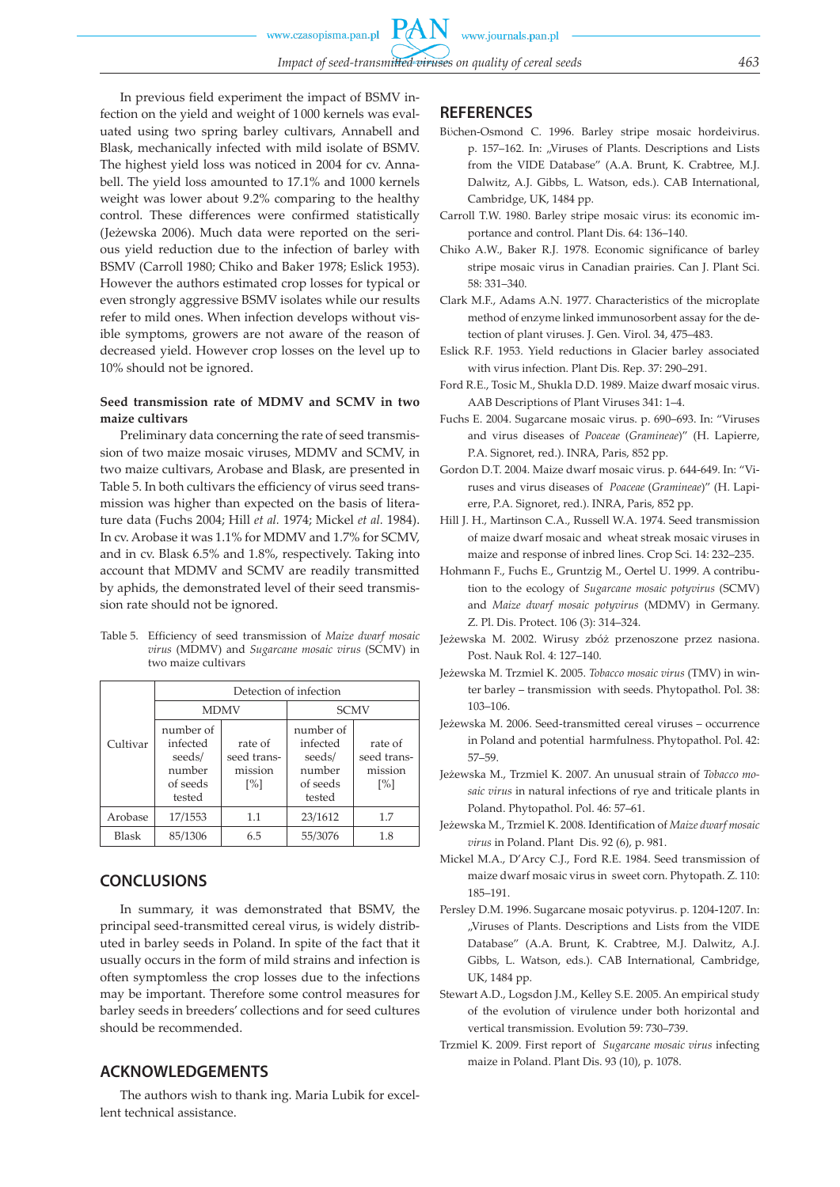In previous field experiment the impact of BSMV infection on the yield and weight of 1000 kernels was evaluated using two spring barley cultivars, Annabell and Blask, mechanically infected with mild isolate of BSMV. The highest yield loss was noticed in 2004 for cv. Annabell. The yield loss amounted to 17.1% and 1000 kernels weight was lower about 9.2% comparing to the healthy control. These differences were confirmed statistically (Jeżewska 2006). Much data were reported on the serious yield reduction due to the infection of barley with BSMV (Carroll 1980; Chiko and Baker 1978; Eslick 1953). However the authors estimated crop losses for typical or even strongly aggressive BSMV isolates while our results refer to mild ones. When infection develops without visible symptoms, growers are not aware of the reason of decreased yield. However crop losses on the level up to 10% should not be ignored.

**Seed transmission rate of MDMV and SCMV in two maize cultivars**

Preliminary data concerning the rate of seed transmission of two maize mosaic viruses, MDMV and SCMV, in two maize cultivars, Arobase and Blask, are presented in Table 5. In both cultivars the efficiency of virus seed transmission was higher than expected on the basis of literature data (Fuchs 2004; Hill *et al.* 1974; Mickel *et al.* 1984). In cv. Arobase it was 1.1% for MDMV and 1.7% for SCMV, and in cv. Blask 6.5% and 1.8%, respectively. Taking into account that MDMV and SCMV are readily transmitted by aphids, the demonstrated level of their seed transmission rate should not be ignored.

Table 5. Efficiency of seed transmission of *Maize dwarf mosaic virus* (MDMV) and *Sugarcane mosaic virus* (SCMV) in two maize cultivars

| Cultivar | Detection of infection | | | |
|---|---|---|---|---|
| | MDMV | | SCMV | |
| | number of infected seeds/ number of seeds tested | rate of seed transmission [%] | number of infected seeds/ number of seeds tested | rate of seed transmission [%] |
| Arobase | 17/1553 | 1.1 | 23/1612 | 1.7 |
| Blask | 85/1306 | 6.5 | 55/3076 | 1.8 |

## CONCLUSIONS

In summary, it was demonstrated that BSMV, the principal seed-transmitted cereal virus, is widely distributed in barley seeds in Poland. In spite of the fact that it usually occurs in the form of mild strains and infection is often symptomless the crop losses due to the infections may be important. Therefore some control measures for barley seeds in breeders' collections and for seed cultures should be recommended.

## ACKNOWLEDGEMENTS

The authors wish to thank ing. Maria Lubik for excellent technical assistance.

## REFERENCES

Bϋchen-Osmond C. 1996. Barley stripe mosaic hordeivirus. p. 157–162. In: „Viruses of Plants. Descriptions and Lists from the VIDE Database" (A.A. Brunt, K. Crabtree, M.J. Dalwitz, A.J. Gibbs, L. Watson, eds.). CAB International, Cambridge, UK, 1484 pp.

Carroll T.W. 1980. Barley stripe mosaic virus: its economic importance and control. Plant Dis. 64: 136–140.

Chiko A.W., Baker R.J. 1978. Economic significance of barley stripe mosaic virus in Canadian prairies. Can J. Plant Sci. 58: 331–340.

Clark M.F., Adams A.N. 1977. Characteristics of the microplate method of enzyme linked immunosorbent assay for the detection of plant viruses. J. Gen. Virol. 34, 475–483.

Eslick R.F. 1953. Yield reductions in Glacier barley associated with virus infection. Plant Dis. Rep. 37: 290–291.

Ford R.E., Tosic M., Shukla D.D. 1989. Maize dwarf mosaic virus. AAB Descriptions of Plant Viruses 341: 1–4.

Fuchs E. 2004. Sugarcane mosaic virus. p. 690–693. In: "Viruses and virus diseases of *Poaceae* (*Gramineae*)" (H. Lapierre, P.A. Signoret, red.). INRA, Paris, 852 pp.

Gordon D.T. 2004. Maize dwarf mosaic virus. p. 644-649. In: "Viruses and virus diseases of *Poaceae* (*Gramineae*)" (H. Lapierre, P.A. Signoret, red.). INRA, Paris, 852 pp.

Hill J. H., Martinson C.A., Russell W.A. 1974. Seed transmission of maize dwarf mosaic and wheat streak mosaic viruses in maize and response of inbred lines. Crop Sci. 14: 232–235.

Hohmann F., Fuchs E., Gruntzig M., Oertel U. 1999. A contribution to the ecology of *Sugarcane mosaic potyvirus* (SCMV) and *Maize dwarf mosaic potyvirus* (MDMV) in Germany. Z. Pl. Dis. Protect. 106 (3): 314–324.

Jeżewska M. 2002. Wirusy zbóż przenoszone przez nasiona. Post. Nauk Rol. 4: 127–140.

Jeżewska M. Trzmiel K. 2005. *Tobacco mosaic virus* (TMV) in winter barley – transmission with seeds. Phytopathol. Pol. 38: 103–106.

Jeżewska M. 2006. Seed-transmitted cereal viruses – occurrence in Poland and potential harmfulness. Phytopathol. Pol. 42: 57–59.

Jeżewska M., Trzmiel K. 2007. An unusual strain of *Tobacco mosaic virus* in natural infections of rye and triticale plants in Poland. Phytopathol. Pol. 46: 57–61.

Jeżewska M., Trzmiel K. 2008. Identification of *Maize dwarf mosaic virus* in Poland. Plant Dis. 92 (6), p. 981.

Mickel M.A., D'Arcy C.J., Ford R.E. 1984. Seed transmission of maize dwarf mosaic virus in sweet corn. Phytopath. Z. 110: 185–191.

Persley D.M. 1996. Sugarcane mosaic potyvirus. p. 1204-1207. In: „Viruses of Plants. Descriptions and Lists from the VIDE Database" (A.A. Brunt, K. Crabtree, M.J. Dalwitz, A.J. Gibbs, L. Watson, eds.). CAB International, Cambridge, UK, 1484 pp.

Stewart A.D., Logsdon J.M., Kelley S.E. 2005. An empirical study of the evolution of virulence under both horizontal and vertical transmission. Evolution 59: 730–739.

Trzmiel K. 2009. First report of *Sugarcane mosaic virus* infecting maize in Poland. Plant Dis. 93 (10), p. 1078.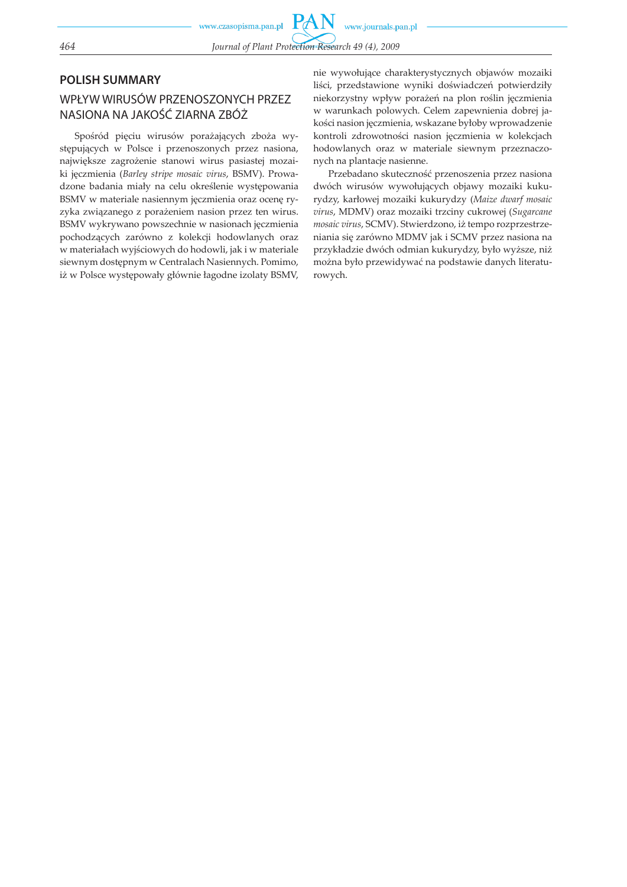## POLISH SUMMARY

## WPŁYW WIRUSÓW PRZENOSZONYCH PRZEZ NASIONA NA JAKOŚĆ ZIARNA ZBÓŻ

Spośród pięciu wirusów porażających zboża występujących w Polsce i przenoszonych przez nasiona, największe zagrożenie stanowi wirus pasiastej mozaiki jęczmienia (*Barley stripe mosaic virus*, BSMV). Prowadzone badania miały na celu określenie występowania BSMV w materiale nasiennym jęczmienia oraz ocenę ryzyka związanego z porażeniem nasion przez ten wirus. BSMV wykrywano powszechnie w nasionach jęczmienia pochodzących zarówno z kolekcji hodowlanych oraz w materiałach wyjściowych do hodowli, jak i w materiale siewnym dostępnym w Centralach Nasiennych. Pomimo, iż w Polsce występowały głównie łagodne izolaty BSMV, nie wywołujące charakterystycznych objawów mozaiki liści, przedstawione wyniki doświadczeń potwierdziły niekorzystny wpływ porażeń na plon roślin jęczmienia w warunkach polowych. Celem zapewnienia dobrej jakości nasion jęczmienia, wskazane byłoby wprowadzenie kontroli zdrowotności nasion jęczmienia w kolekcjach hodowlanych oraz w materiale siewnym przeznaczonych na plantacje nasienne.

Przebadano skuteczność przenoszenia przez nasiona dwóch wirusów wywołujących objawy mozaiki kukurydzy, karłowej mozaiki kukurydzy (*Maize dwarf mosaic virus*, MDMV) oraz mozaiki trzciny cukrowej (*Sugarcane mosaic virus*, SCMV). Stwierdzono, iż tempo rozprzestrzeniania się zarówno MDMV jak i SCMV przez nasiona na przykładzie dwóch odmian kukurydzy, było wyższe, niż można było przewidywać na podstawie danych literaturowych.